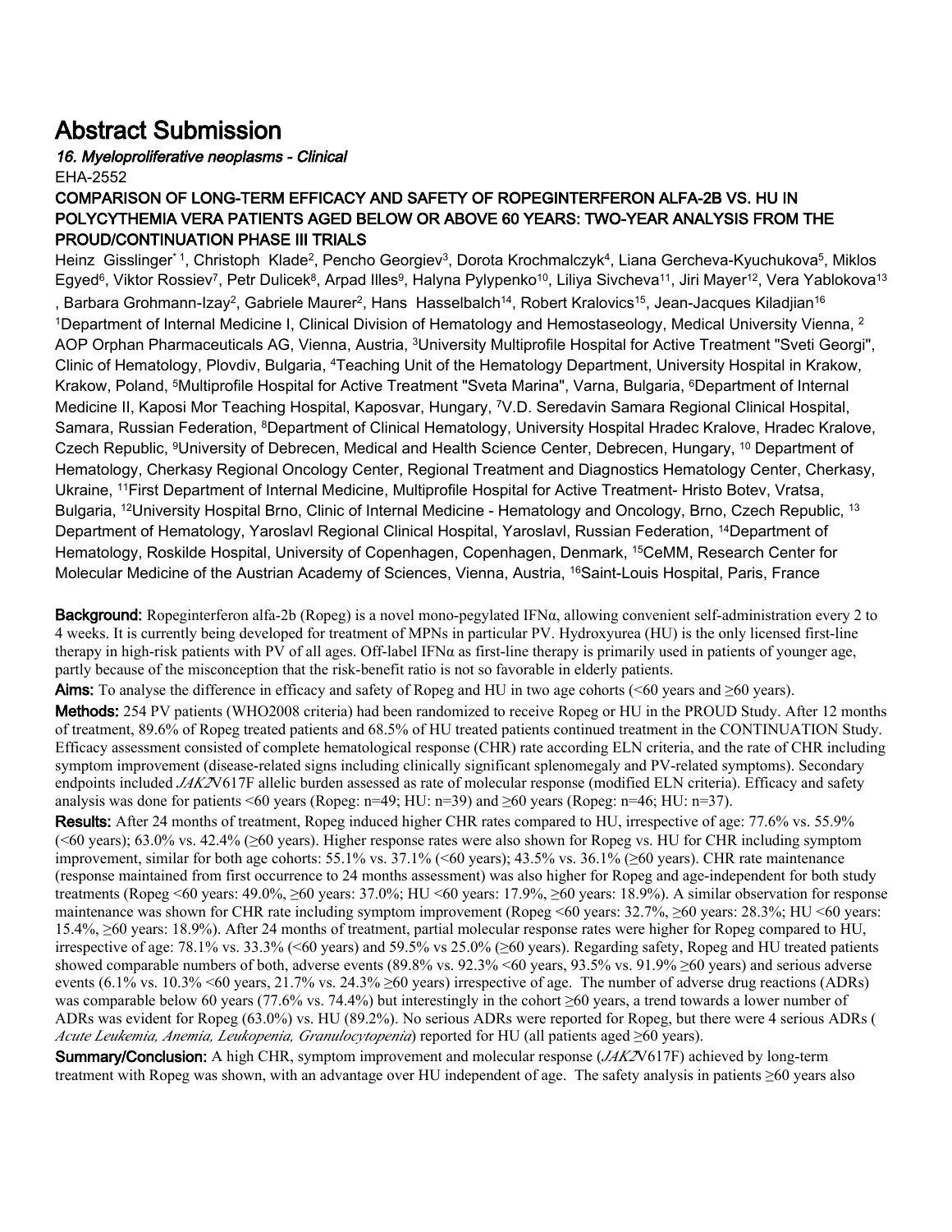# Abstract Submission

***16. Myeloproliferative neoplasms - Clinical***

EHA-2552

## COMPARISON OF LONG-TERM EFFICACY AND SAFETY OF ROPEGINTERFERON ALFA-2B VS. HU IN POLYCYTHEMIA VERA PATIENTS AGED BELOW OR ABOVE 60 YEARS: TWO-YEAR ANALYSIS FROM THE PROUD/CONTINUATION PHASE III TRIALS

Heinz Gisslinger[* 1], Christoph Klade[2], Pencho Georgiev[3], Dorota Krochmalczyk[4], Liana Gercheva-Kyuchukova[5], Miklos Egyed[6], Viktor Rossiev[7], Petr Dulicek[8], Arpad Illes[9], Halyna Pylypenko[10], Liliya Sivcheva[11], Jiri Mayer[12], Vera Yablokova[13], Barbara Grohmann-Izay[2], Gabriele Maurer[2], Hans Hasselbalch[14], Robert Kralovics[15], Jean-Jacques Kiladjian[16]

[1]Department of Internal Medicine I, Clinical Division of Hematology and Hemostaseology, Medical University Vienna, [2] AOP Orphan Pharmaceuticals AG, Vienna, Austria, [3]University Multiprofile Hospital for Active Treatment "Sveti Georgi", Clinic of Hematology, Plovdiv, Bulgaria, [4]Teaching Unit of the Hematology Department, University Hospital in Krakow, Krakow, Poland, [5]Multiprofile Hospital for Active Treatment "Sveta Marina", Varna, Bulgaria, [6]Department of Internal Medicine II, Kaposi Mor Teaching Hospital, Kaposvar, Hungary, [7]V.D. Seredavin Samara Regional Clinical Hospital, Samara, Russian Federation, [8]Department of Clinical Hematology, University Hospital Hradec Kralove, Hradec Kralove, Czech Republic, [9]University of Debrecen, Medical and Health Science Center, Debrecen, Hungary, [10] Department of Hematology, Cherkasy Regional Oncology Center, Regional Treatment and Diagnostics Hematology Center, Cherkasy, Ukraine, [11]First Department of Internal Medicine, Multiprofile Hospital for Active Treatment- Hristo Botev, Vratsa, Bulgaria, [12]University Hospital Brno, Clinic of Internal Medicine - Hematology and Oncology, Brno, Czech Republic, [13] Department of Hematology, Yaroslavl Regional Clinical Hospital, Yaroslavl, Russian Federation, [14]Department of Hematology, Roskilde Hospital, University of Copenhagen, Copenhagen, Denmark, [15]CeMM, Research Center for Molecular Medicine of the Austrian Academy of Sciences, Vienna, Austria, [16]Saint-Louis Hospital, Paris, France

**Background:** Ropeginterferon alfa-2b (Ropeg) is a novel mono-pegylated IFNα, allowing convenient self-administration every 2 to 4 weeks. It is currently being developed for treatment of MPNs in particular PV. Hydroxyurea (HU) is the only licensed first-line therapy in high-risk patients with PV of all ages. Off-label IFNα as first-line therapy is primarily used in patients of younger age, partly because of the misconception that the risk-benefit ratio is not so favorable in elderly patients.

**Aims:** To analyse the difference in efficacy and safety of Ropeg and HU in two age cohorts (<60 years and ≥60 years).

**Methods:** 254 PV patients (WHO2008 criteria) had been randomized to receive Ropeg or HU in the PROUD Study. After 12 months of treatment, 89.6% of Ropeg treated patients and 68.5% of HU treated patients continued treatment in the CONTINUATION Study. Efficacy assessment consisted of complete hematological response (CHR) rate according ELN criteria, and the rate of CHR including symptom improvement (disease-related signs including clinically significant splenomegaly and PV-related symptoms). Secondary endpoints included *JAK2*V617F allelic burden assessed as rate of molecular response (modified ELN criteria). Efficacy and safety analysis was done for patients <60 years (Ropeg: n=49; HU: n=39) and ≥60 years (Ropeg: n=46; HU: n=37).

**Results:** After 24 months of treatment, Ropeg induced higher CHR rates compared to HU, irrespective of age: 77.6% vs. 55.9% (<60 years); 63.0% vs. 42.4% (≥60 years). Higher response rates were also shown for Ropeg vs. HU for CHR including symptom improvement, similar for both age cohorts: 55.1% vs. 37.1% (<60 years); 43.5% vs. 36.1% (≥60 years). CHR rate maintenance (response maintained from first occurrence to 24 months assessment) was also higher for Ropeg and age-independent for both study treatments (Ropeg <60 years: 49.0%, ≥60 years: 37.0%; HU <60 years: 17.9%, ≥60 years: 18.9%). A similar observation for response maintenance was shown for CHR rate including symptom improvement (Ropeg <60 years: 32.7%, ≥60 years: 28.3%; HU <60 years: 15.4%, ≥60 years: 18.9%). After 24 months of treatment, partial molecular response rates were higher for Ropeg compared to HU, irrespective of age: 78.1% vs. 33.3% (<60 years) and 59.5% vs 25.0% (≥60 years). Regarding safety, Ropeg and HU treated patients showed comparable numbers of both, adverse events (89.8% vs. 92.3% <60 years, 93.5% vs. 91.9% ≥60 years) and serious adverse events (6.1% vs. 10.3% <60 years, 21.7% vs. 24.3% ≥60 years) irrespective of age. The number of adverse drug reactions (ADRs) was comparable below 60 years (77.6% vs. 74.4%) but interestingly in the cohort ≥60 years, a trend towards a lower number of ADRs was evident for Ropeg (63.0%) vs. HU (89.2%). No serious ADRs were reported for Ropeg, but there were 4 serious ADRs (*Acute Leukemia, Anemia, Leukopenia, Granulocytopenia*) reported for HU (all patients aged ≥60 years).

**Summary/Conclusion:** A high CHR, symptom improvement and molecular response (*JAK2*V617F) achieved by long-term treatment with Ropeg was shown, with an advantage over HU independent of age. The safety analysis in patients ≥60 years also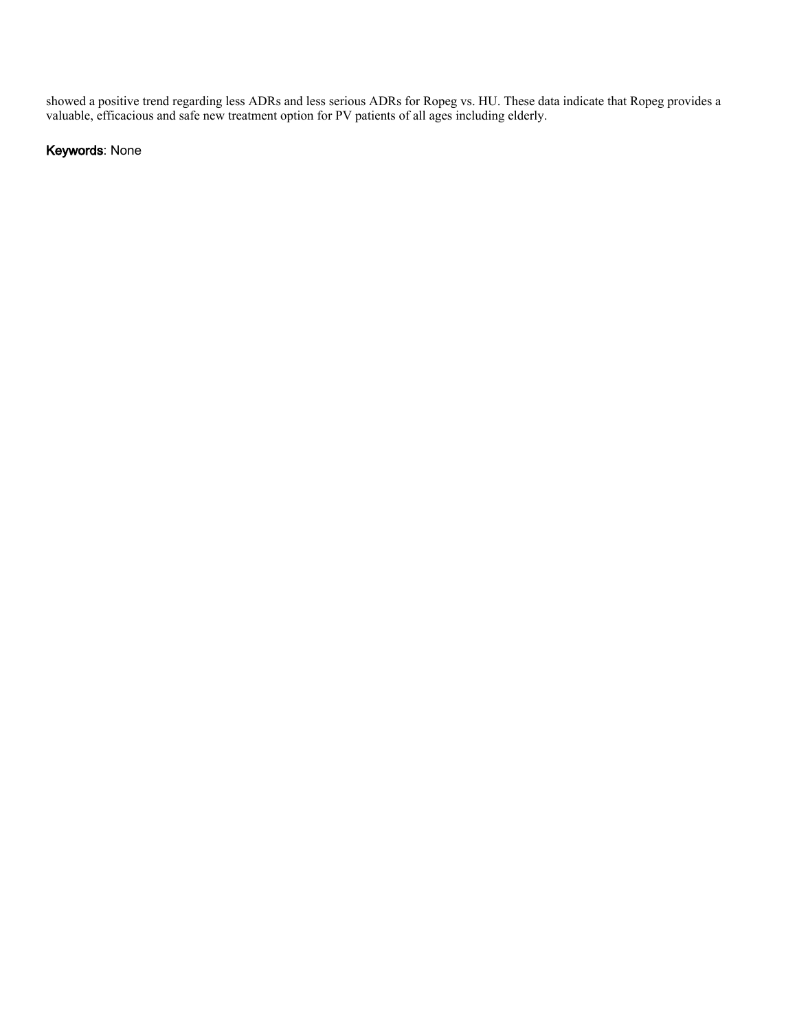showed a positive trend regarding less ADRs and less serious ADRs for Ropeg vs. HU. These data indicate that Ropeg provides a valuable, efficacious and safe new treatment option for PV patients of all ages including elderly.

**Keywords**: None